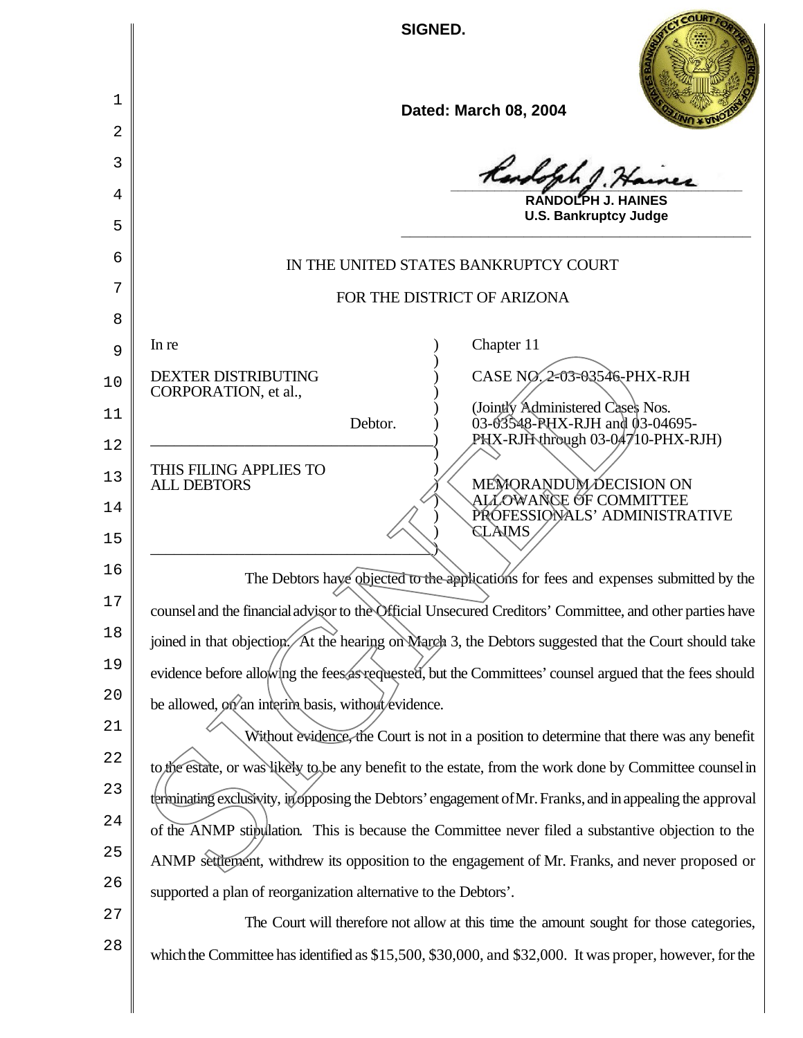**SIGNED.**

**Dated: March 08, 2004**

**RANDOLPH J. HAINES**
**U.S. Bankruptcy Judge**

IN THE UNITED STATES BANKRUPTCY COURT

FOR THE DISTRICT OF ARIZONA

| | | |
|---|---|---|
| In re<br><br>DEXTER DISTRIBUTING CORPORATION, et al.,<br><br>Debtor. | ) | Chapter 11<br><br>CASE NO. 2-03-03546-PHX-RJH<br><br>(Jointly Administered Cases Nos. 03-03548-PHX-RJH and 03-04695-PHX-RJH through 03-04710-PHX-RJH) |
| THIS FILING APPLIES TO ALL DEBTORS | ) | MEMORANDUM DECISION ON ALLOWANCE OF COMMITTEE PROFESSIONALS' ADMINISTRATIVE CLAIMS |

The Debtors have objected to the applications for fees and expenses submitted by the counsel and the financial advisor to the Official Unsecured Creditors' Committee, and other parties have joined in that objection. At the hearing on March 3, the Debtors suggested that the Court should take evidence before allowing the fees as requested, but the Committees' counsel argued that the fees should be allowed, on an interim basis, without evidence.

Without evidence, the Court is not in a position to determine that there was any benefit to the estate, or was likely to be any benefit to the estate, from the work done by Committee counsel in terminating exclusivity, in opposing the Debtors' engagement of Mr. Franks, and in appealing the approval of the ANMP stipulation. This is because the Committee never filed a substantive objection to the ANMP settlement, withdrew its opposition to the engagement of Mr. Franks, and never proposed or supported a plan of reorganization alternative to the Debtors'.

The Court will therefore not allow at this time the amount sought for those categories, which the Committee has identified as $15,500, $30,000, and $32,000. It was proper, however, for the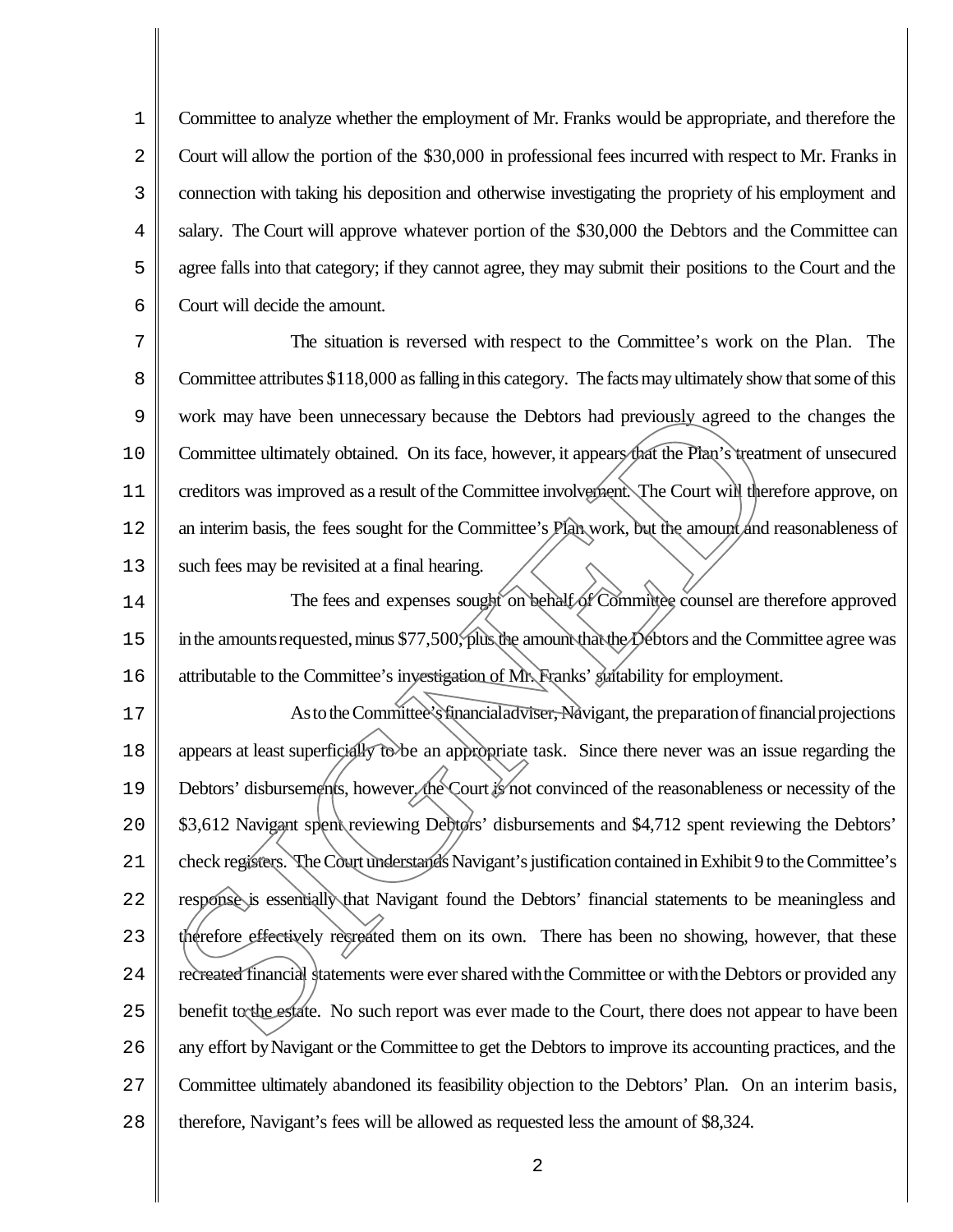Committee to analyze whether the employment of Mr. Franks would be appropriate, and therefore the Court will allow the portion of the $30,000 in professional fees incurred with respect to Mr. Franks in connection with taking his deposition and otherwise investigating the propriety of his employment and salary. The Court will approve whatever portion of the $30,000 the Debtors and the Committee can agree falls into that category; if they cannot agree, they may submit their positions to the Court and the Court will decide the amount.

The situation is reversed with respect to the Committee's work on the Plan. The Committee attributes $118,000 as falling in this category. The facts may ultimately show that some of this work may have been unnecessary because the Debtors had previously agreed to the changes the Committee ultimately obtained. On its face, however, it appears that the Plan's treatment of unsecured creditors was improved as a result of the Committee involvement. The Court will therefore approve, on an interim basis, the fees sought for the Committee's Plan work, but the amount and reasonableness of such fees may be revisited at a final hearing.

The fees and expenses sought on behalf of Committee counsel are therefore approved in the amounts requested, minus $77,500, plus the amount that the Debtors and the Committee agree was attributable to the Committee's investigation of Mr. Franks' suitability for employment.

As to the Committee's financial adviser, Navigant, the preparation of financial projections appears at least superficially to be an appropriate task. Since there never was an issue regarding the Debtors' disbursements, however, the Court is not convinced of the reasonableness or necessity of the $3,612 Navigant spent reviewing Debtors' disbursements and $4,712 spent reviewing the Debtors' check registers. The Court understands Navigant's justification contained in Exhibit 9 to the Committee's response is essentially that Navigant found the Debtors' financial statements to be meaningless and therefore effectively recreated them on its own. There has been no showing, however, that these recreated financial statements were ever shared with the Committee or with the Debtors or provided any benefit to the estate. No such report was ever made to the Court, there does not appear to have been any effort by Navigant or the Committee to get the Debtors to improve its accounting practices, and the Committee ultimately abandoned its feasibility objection to the Debtors' Plan. On an interim basis, therefore, Navigant's fees will be allowed as requested less the amount of $8,324.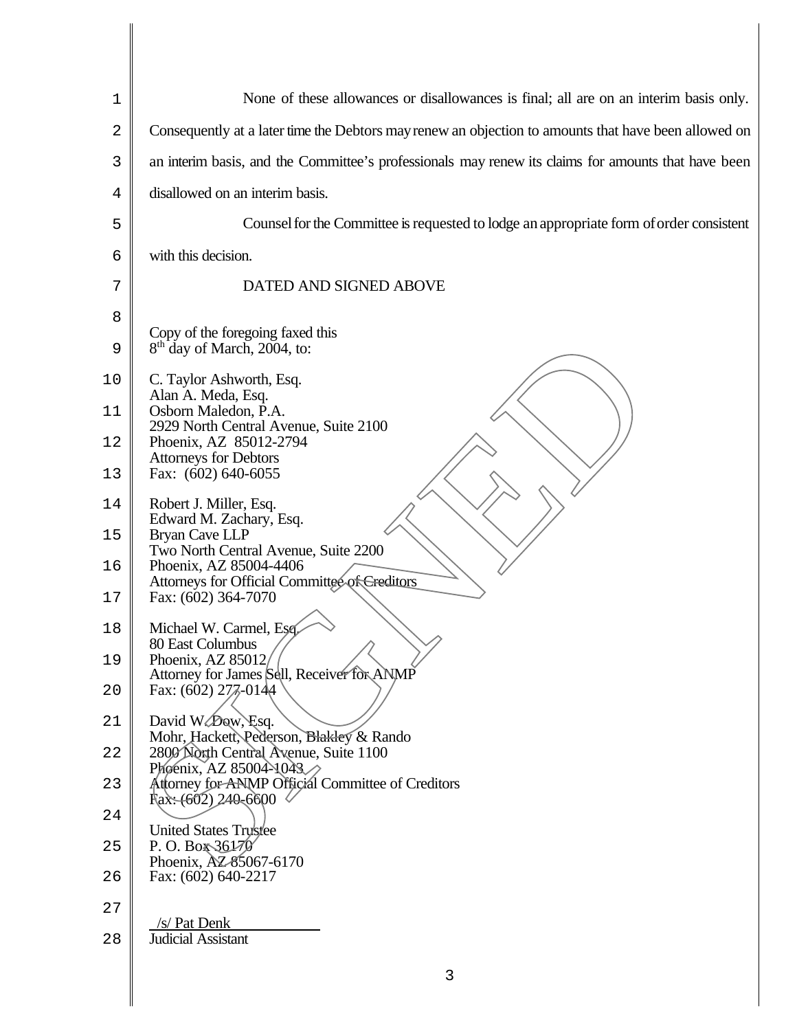None of these allowances or disallowances is final; all are on an interim basis only. Consequently at a later time the Debtors may renew an objection to amounts that have been allowed on an interim basis, and the Committee's professionals may renew its claims for amounts that have been disallowed on an interim basis.

Counsel for the Committee is requested to lodge an appropriate form of order consistent with this decision.

DATED AND SIGNED ABOVE

Copy of the foregoing faxed this
8th day of March, 2004, to:

C. Taylor Ashworth, Esq.
Alan A. Meda, Esq.
Osborn Maledon, P.A.
2929 North Central Avenue, Suite 2100
Phoenix, AZ 85012-2794
Attorneys for Debtors
Fax: (602) 640-6055

Robert J. Miller, Esq.
Edward M. Zachary, Esq.
Bryan Cave LLP
Two North Central Avenue, Suite 2200
Phoenix, AZ 85004-4406
Attorneys for Official Committee of Creditors
Fax: (602) 364-7070

Michael W. Carmel, Esq.
80 East Columbus
Phoenix, AZ 85012
Attorney for James Sell, Receiver for ANMP
Fax: (602) 277-0144

David W. Dow, Esq.
Mohr, Hackett, Pederson, Blakley & Rando
2800 North Central Avenue, Suite 1100
Phoenix, AZ 85004-1043
Attorney for ANMP Official Committee of Creditors
Fax: (602) 240-6600

United States Trustee
P. O. Box 36170
Phoenix, AZ 85067-6170
Fax: (602) 640-2217

/s/ Pat Denk
Judicial Assistant